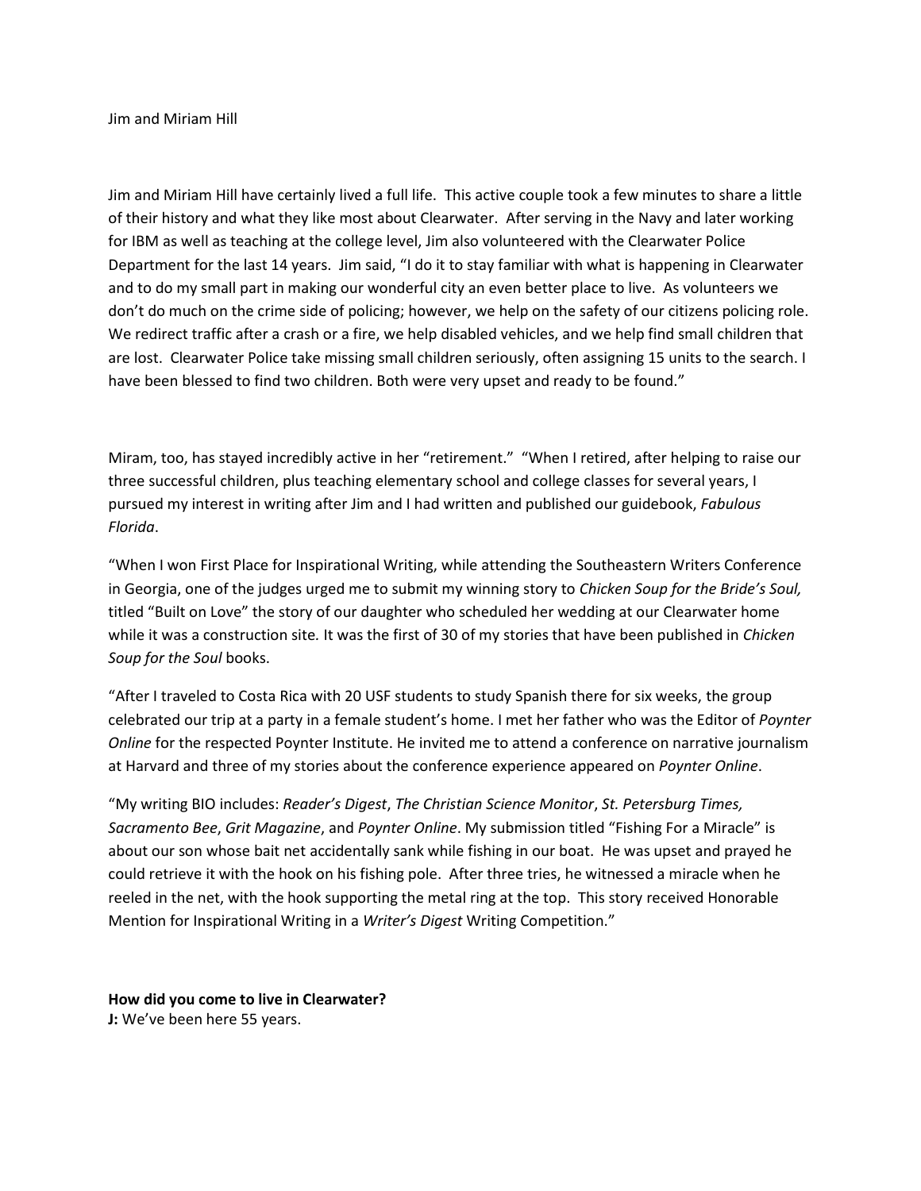Jim and Miriam Hill

Jim and Miriam Hill have certainly lived a full life. This active couple took a few minutes to share a little of their history and what they like most about Clearwater. After serving in the Navy and later working for IBM as well as teaching at the college level, Jim also volunteered with the Clearwater Police Department for the last 14 years. Jim said, "I do it to stay familiar with what is happening in Clearwater and to do my small part in making our wonderful city an even better place to live. As volunteers we don't do much on the crime side of policing; however, we help on the safety of our citizens policing role. We redirect traffic after a crash or a fire, we help disabled vehicles, and we help find small children that are lost. Clearwater Police take missing small children seriously, often assigning 15 units to the search. I have been blessed to find two children. Both were very upset and ready to be found."

Miram, too, has stayed incredibly active in her "retirement." "When I retired, after helping to raise our three successful children, plus teaching elementary school and college classes for several years, I pursued my interest in writing after Jim and I had written and published our guidebook, *Fabulous Florida*.

"When I won First Place for Inspirational Writing, while attending the Southeastern Writers Conference in Georgia, one of the judges urged me to submit my winning story to *Chicken Soup for the Bride's Soul,* titled "Built on Love" the story of our daughter who scheduled her wedding at our Clearwater home while it was a construction site. It was the first of 30 of my stories that have been published in *Chicken Soup for the Soul* books.

"After I traveled to Costa Rica with 20 USF students to study Spanish there for six weeks, the group celebrated our trip at a party in a female student's home. I met her father who was the Editor of *Poynter Online* for the respected Poynter Institute. He invited me to attend a conference on narrative journalism at Harvard and three of my stories about the conference experience appeared on *Poynter Online*.

"My writing BIO includes: *Reader's Digest*, *The Christian Science Monitor*, *St. Petersburg Times, Sacramento Bee*, *Grit Magazine*, and *Poynter Online*. My submission titled "Fishing For a Miracle" is about our son whose bait net accidentally sank while fishing in our boat. He was upset and prayed he could retrieve it with the hook on his fishing pole. After three tries, he witnessed a miracle when he reeled in the net, with the hook supporting the metal ring at the top. This story received Honorable Mention for Inspirational Writing in a *Writer's Digest* Writing Competition."

**How did you come to live in Clearwater?**
**J:** We've been here 55 years.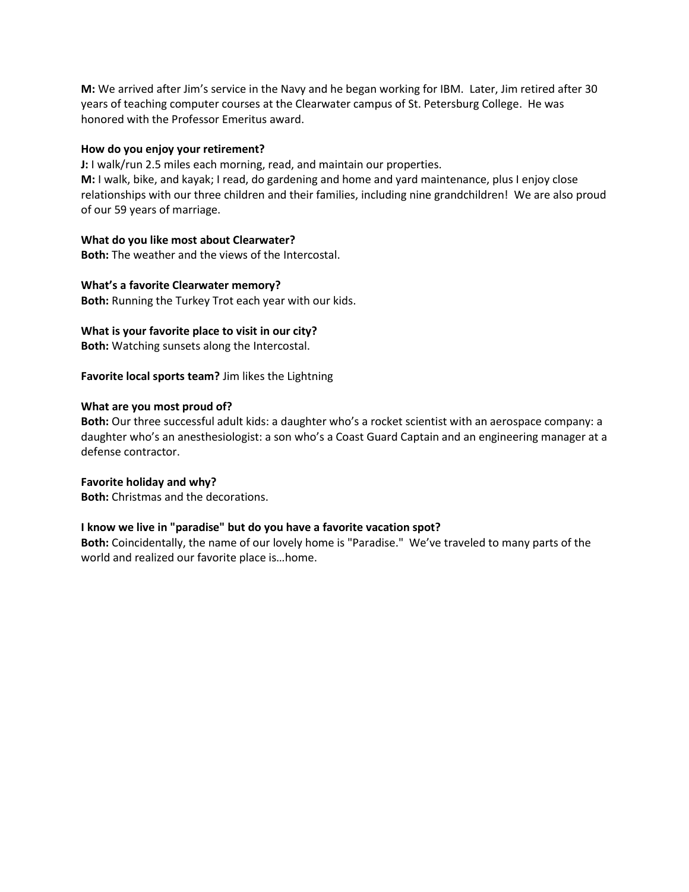**M:** We arrived after Jim's service in the Navy and he began working for IBM. Later, Jim retired after 30 years of teaching computer courses at the Clearwater campus of St. Petersburg College. He was honored with the Professor Emeritus award.

**How do you enjoy your retirement?**
**J:** I walk/run 2.5 miles each morning, read, and maintain our properties.
**M:** I walk, bike, and kayak; I read, do gardening and home and yard maintenance, plus I enjoy close relationships with our three children and their families, including nine grandchildren! We are also proud of our 59 years of marriage.

**What do you like most about Clearwater?**
**Both:** The weather and the views of the Intercostal.

**What's a favorite Clearwater memory?**
**Both:** Running the Turkey Trot each year with our kids.

**What is your favorite place to visit in our city?**
**Both:** Watching sunsets along the Intercostal.

**Favorite local sports team?** Jim likes the Lightning

**What are you most proud of?**
**Both:** Our three successful adult kids: a daughter who's a rocket scientist with an aerospace company: a daughter who's an anesthesiologist: a son who's a Coast Guard Captain and an engineering manager at a defense contractor.

**Favorite holiday and why?**
**Both:** Christmas and the decorations.

**I know we live in "paradise" but do you have a favorite vacation spot?**
**Both:** Coincidentally, the name of our lovely home is "Paradise." We've traveled to many parts of the world and realized our favorite place is…home.